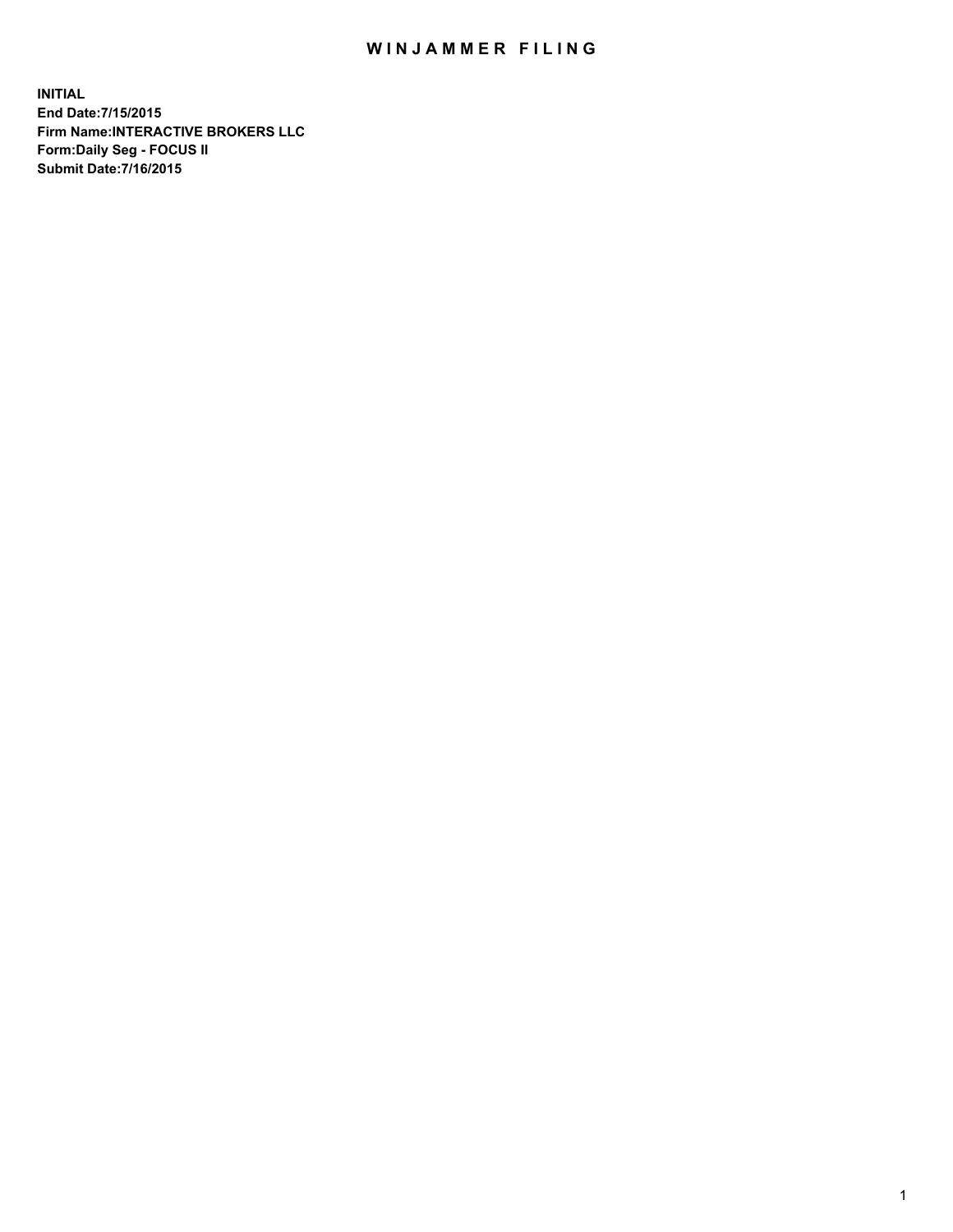# WINJAMMER FILING

**INITIAL**
**End Date:7/15/2015**
**Firm Name:INTERACTIVE BROKERS LLC**
**Form:Daily Seg - FOCUS II**
**Submit Date:7/16/2015**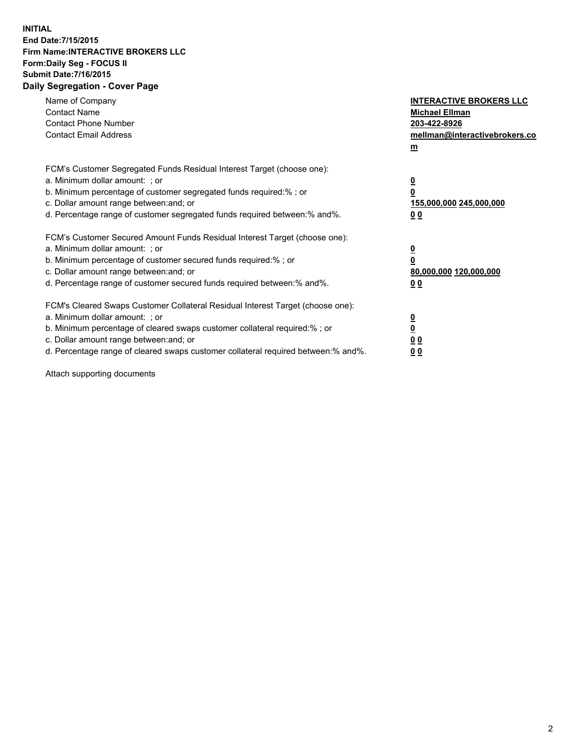**INITIAL**
**End Date:7/15/2015**
**Firm Name:INTERACTIVE BROKERS LLC**
**Form:Daily Seg - FOCUS II**
**Submit Date:7/16/2015**
**Daily Segregation - Cover Page**

| | |
|---|---|
| Name of Company | **INTERACTIVE BROKERS LLC** |
| Contact Name | **Michael Ellman** |
| Contact Phone Number | **203-422-8926** |
| Contact Email Address | **mellman@interactivebrokers.com** |

FCM's Customer Segregated Funds Residual Interest Target (choose one):

| | |
|---|---|
| a. Minimum dollar amount: ; or | **0** |
| b. Minimum percentage of customer segregated funds required:% ; or | **0** |
| c. Dollar amount range between:and; or | **155,000,000 245,000,000** |
| d. Percentage range of customer segregated funds required between:% and%. | **0 0** |

FCM's Customer Secured Amount Funds Residual Interest Target (choose one):

| | |
|---|---|
| a. Minimum dollar amount: ; or | **0** |
| b. Minimum percentage of customer secured funds required:% ; or | **0** |
| c. Dollar amount range between:and; or | **80,000,000 120,000,000** |
| d. Percentage range of customer secured funds required between:% and%. | **0 0** |

FCM's Cleared Swaps Customer Collateral Residual Interest Target (choose one):

| | |
|---|---|
| a. Minimum dollar amount: ; or | **0** |
| b. Minimum percentage of cleared swaps customer collateral required:% ; or | **0** |
| c. Dollar amount range between:and; or | **0 0** |
| d. Percentage range of cleared swaps customer collateral required between:% and%. | **0 0** |

Attach supporting documents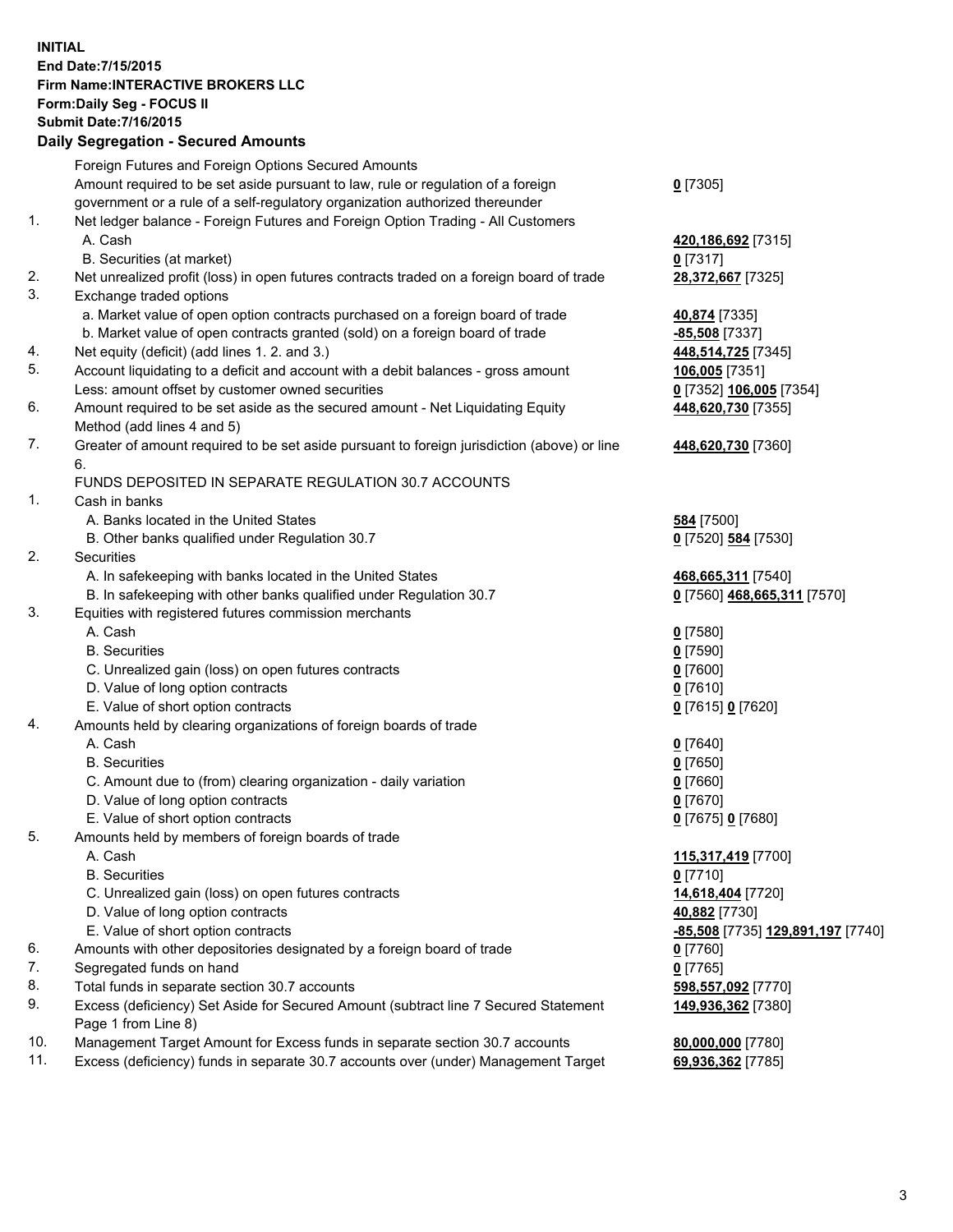**INITIAL**
**End Date:7/15/2015**
**Firm Name:INTERACTIVE BROKERS LLC**
**Form:Daily Seg - FOCUS II**
**Submit Date:7/16/2015**
**Daily Segregation - Secured Amounts**

| | | |
|---|---|---|
| | Foreign Futures and Foreign Options Secured Amounts | |
| | Amount required to be set aside pursuant to law, rule or regulation of a foreign government or a rule of a self-regulatory organization authorized thereunder | **0** [7305] |
| 1. | Net ledger balance - Foreign Futures and Foreign Option Trading - All Customers | |
| | A. Cash | **420,186,692** [7315] |
| | B. Securities (at market) | **0** [7317] |
| 2. | Net unrealized profit (loss) in open futures contracts traded on a foreign board of trade | **28,372,667** [7325] |
| 3. | Exchange traded options | |
| | a. Market value of open option contracts purchased on a foreign board of trade | **40,874** [7335] |
| | b. Market value of open contracts granted (sold) on a foreign board of trade | **-85,508** [7337] |
| 4. | Net equity (deficit) (add lines 1. 2. and 3.) | **448,514,725** [7345] |
| 5. | Account liquidating to a deficit and account with a debit balances - gross amount | **106,005** [7351] |
| | Less: amount offset by customer owned securities | **0** [7352] **106,005** [7354] |
| 6. | Amount required to be set aside as the secured amount - Net Liquidating Equity Method (add lines 4 and 5) | **448,620,730** [7355] |
| 7. | Greater of amount required to be set aside pursuant to foreign jurisdiction (above) or line 6. | **448,620,730** [7360] |
| | FUNDS DEPOSITED IN SEPARATE REGULATION 30.7 ACCOUNTS | |
| 1. | Cash in banks | |
| | A. Banks located in the United States | **584** [7500] |
| | B. Other banks qualified under Regulation 30.7 | **0** [7520] **584** [7530] |
| 2. | Securities | |
| | A. In safekeeping with banks located in the United States | **468,665,311** [7540] |
| | B. In safekeeping with other banks qualified under Regulation 30.7 | **0** [7560] **468,665,311** [7570] |
| 3. | Equities with registered futures commission merchants | |
| | A. Cash | **0** [7580] |
| | B. Securities | **0** [7590] |
| | C. Unrealized gain (loss) on open futures contracts | **0** [7600] |
| | D. Value of long option contracts | **0** [7610] |
| | E. Value of short option contracts | **0** [7615] **0** [7620] |
| 4. | Amounts held by clearing organizations of foreign boards of trade | |
| | A. Cash | **0** [7640] |
| | B. Securities | **0** [7650] |
| | C. Amount due to (from) clearing organization - daily variation | **0** [7660] |
| | D. Value of long option contracts | **0** [7670] |
| | E. Value of short option contracts | **0** [7675] **0** [7680] |
| 5. | Amounts held by members of foreign boards of trade | |
| | A. Cash | **115,317,419** [7700] |
| | B. Securities | **0** [7710] |
| | C. Unrealized gain (loss) on open futures contracts | **14,618,404** [7720] |
| | D. Value of long option contracts | **40,882** [7730] |
| | E. Value of short option contracts | **-85,508** [7735] **129,891,197** [7740] |
| 6. | Amounts with other depositories designated by a foreign board of trade | **0** [7760] |
| 7. | Segregated funds on hand | **0** [7765] |
| 8. | Total funds in separate section 30.7 accounts | **598,557,092** [7770] |
| 9. | Excess (deficiency) Set Aside for Secured Amount (subtract line 7 Secured Statement Page 1 from Line 8) | **149,936,362** [7380] |
| 10. | Management Target Amount for Excess funds in separate section 30.7 accounts | **80,000,000** [7780] |
| 11. | Excess (deficiency) funds in separate 30.7 accounts over (under) Management Target | **69,936,362** [7785] |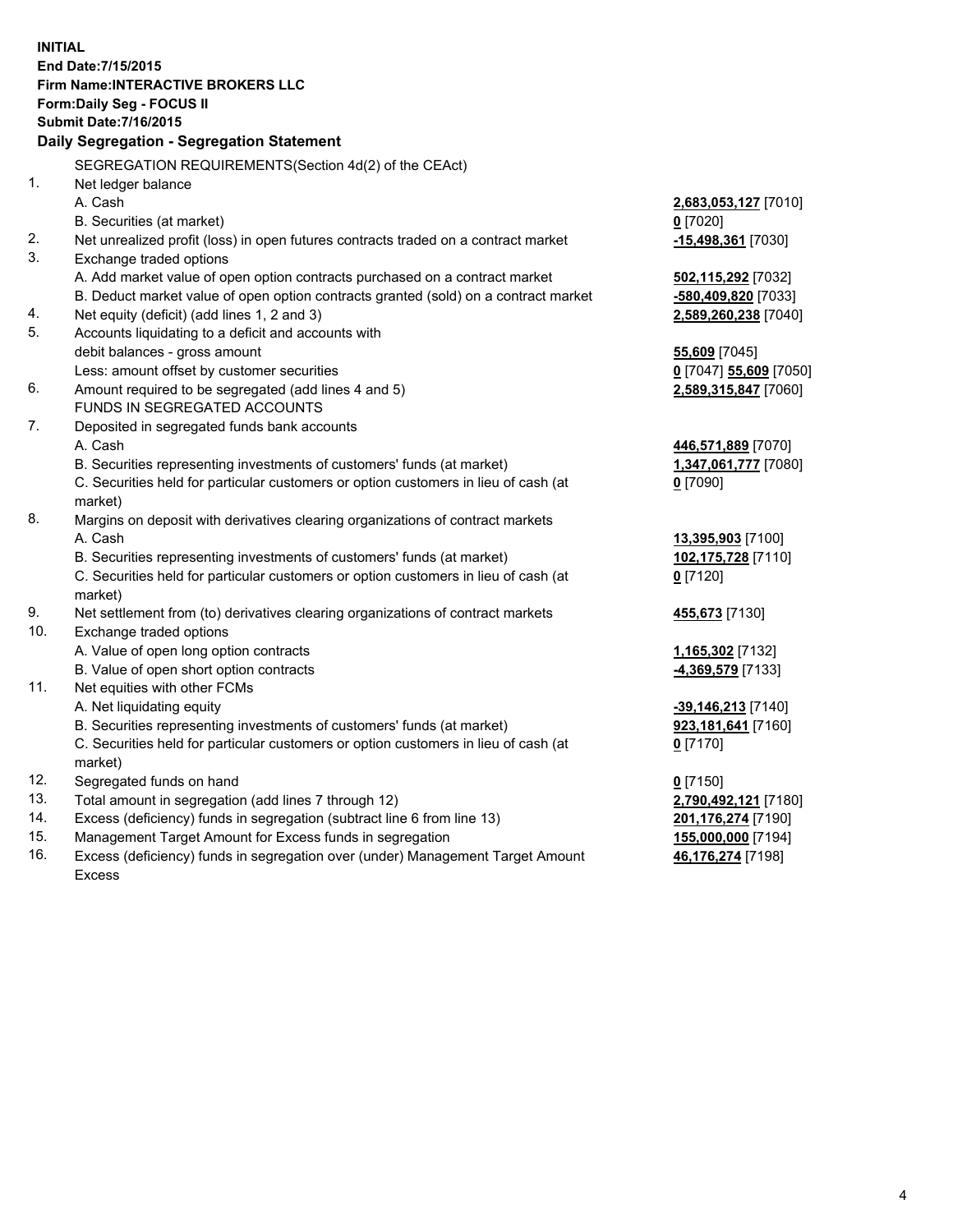**INITIAL**
**End Date:7/15/2015**
**Firm Name:INTERACTIVE BROKERS LLC**
**Form:Daily Seg - FOCUS II**
**Submit Date:7/16/2015**

## Daily Segregation - Segregation Statement

SEGREGATION REQUIREMENTS(Section 4d(2) of the CEAct)

| | | |
|---|---|---|
| 1. | Net ledger balance | |
| | A. Cash | **2,683,053,127** [7010] |
| | B. Securities (at market) | **0** [7020] |
| 2. | Net unrealized profit (loss) in open futures contracts traded on a contract market | **-15,498,361** [7030] |
| 3. | Exchange traded options | |
| | A. Add market value of open option contracts purchased on a contract market | **502,115,292** [7032] |
| | B. Deduct market value of open option contracts granted (sold) on a contract market | **-580,409,820** [7033] |
| 4. | Net equity (deficit) (add lines 1, 2 and 3) | **2,589,260,238** [7040] |
| 5. | Accounts liquidating to a deficit and accounts with debit balances - gross amount | **55,609** [7045] |
| | Less: amount offset by customer securities | **0** [7047] **55,609** [7050] |
| 6. | Amount required to be segregated (add lines 4 and 5) | **2,589,315,847** [7060] |
| | FUNDS IN SEGREGATED ACCOUNTS | |
| 7. | Deposited in segregated funds bank accounts | |
| | A. Cash | **446,571,889** [7070] |
| | B. Securities representing investments of customers' funds (at market) | **1,347,061,777** [7080] |
| | C. Securities held for particular customers or option customers in lieu of cash (at market) | **0** [7090] |
| 8. | Margins on deposit with derivatives clearing organizations of contract markets | |
| | A. Cash | **13,395,903** [7100] |
| | B. Securities representing investments of customers' funds (at market) | **102,175,728** [7110] |
| | C. Securities held for particular customers or option customers in lieu of cash (at market) | **0** [7120] |
| 9. | Net settlement from (to) derivatives clearing organizations of contract markets | **455,673** [7130] |
| 10. | Exchange traded options | |
| | A. Value of open long option contracts | **1,165,302** [7132] |
| | B. Value of open short option contracts | **-4,369,579** [7133] |
| 11. | Net equities with other FCMs | |
| | A. Net liquidating equity | **-39,146,213** [7140] |
| | B. Securities representing investments of customers' funds (at market) | **923,181,641** [7160] |
| | C. Securities held for particular customers or option customers in lieu of cash (at market) | **0** [7170] |
| 12. | Segregated funds on hand | **0** [7150] |
| 13. | Total amount in segregation (add lines 7 through 12) | **2,790,492,121** [7180] |
| 14. | Excess (deficiency) funds in segregation (subtract line 6 from line 13) | **201,176,274** [7190] |
| 15. | Management Target Amount for Excess funds in segregation | **155,000,000** [7194] |
| 16. | Excess (deficiency) funds in segregation over (under) Management Target Amount Excess | **46,176,274** [7198] |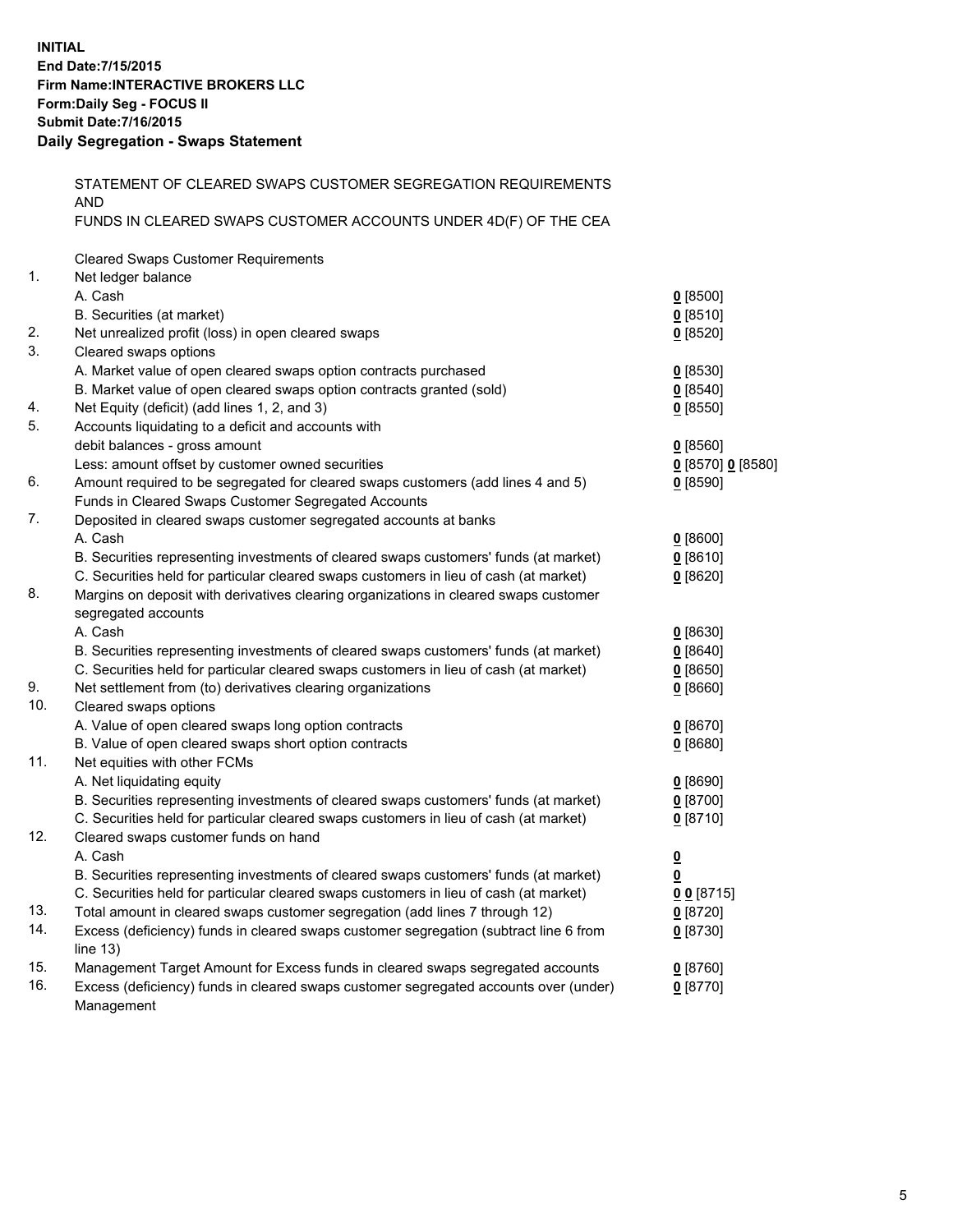**INITIAL**
**End Date:7/15/2015**
**Firm Name:INTERACTIVE BROKERS LLC**
**Form:Daily Seg - FOCUS II**
**Submit Date:7/16/2015**
**Daily Segregation - Swaps Statement**

STATEMENT OF CLEARED SWAPS CUSTOMER SEGREGATION REQUIREMENTS AND FUNDS IN CLEARED SWAPS CUSTOMER ACCOUNTS UNDER 4D(F) OF THE CEA

| | | |
|---|---|---|
| | Cleared Swaps Customer Requirements | |
| 1. | Net ledger balance | |
| | A. Cash | 0 [8500] |
| | B. Securities (at market) | 0 [8510] |
| 2. | Net unrealized profit (loss) in open cleared swaps | 0 [8520] |
| 3. | Cleared swaps options | |
| | A. Market value of open cleared swaps option contracts purchased | 0 [8530] |
| | B. Market value of open cleared swaps option contracts granted (sold) | 0 [8540] |
| 4. | Net Equity (deficit) (add lines 1, 2, and 3) | 0 [8550] |
| 5. | Accounts liquidating to a deficit and accounts with debit balances - gross amount | 0 [8560] |
| | Less: amount offset by customer owned securities | 0 [8570] 0 [8580] |
| 6. | Amount required to be segregated for cleared swaps customers (add lines 4 and 5) | 0 [8590] |
| | Funds in Cleared Swaps Customer Segregated Accounts | |
| 7. | Deposited in cleared swaps customer segregated accounts at banks | |
| | A. Cash | 0 [8600] |
| | B. Securities representing investments of cleared swaps customers' funds (at market) | 0 [8610] |
| | C. Securities held for particular cleared swaps customers in lieu of cash (at market) | 0 [8620] |
| 8. | Margins on deposit with derivatives clearing organizations in cleared swaps customer segregated accounts | |
| | A. Cash | 0 [8630] |
| | B. Securities representing investments of cleared swaps customers' funds (at market) | 0 [8640] |
| | C. Securities held for particular cleared swaps customers in lieu of cash (at market) | 0 [8650] |
| 9. | Net settlement from (to) derivatives clearing organizations | 0 [8660] |
| 10. | Cleared swaps options | |
| | A. Value of open cleared swaps long option contracts | 0 [8670] |
| | B. Value of open cleared swaps short option contracts | 0 [8680] |
| 11. | Net equities with other FCMs | |
| | A. Net liquidating equity | 0 [8690] |
| | B. Securities representing investments of cleared swaps customers' funds (at market) | 0 [8700] |
| | C. Securities held for particular cleared swaps customers in lieu of cash (at market) | 0 [8710] |
| 12. | Cleared swaps customer funds on hand | |
| | A. Cash | 0 |
| | B. Securities representing investments of cleared swaps customers' funds (at market) | 0 |
| | C. Securities held for particular cleared swaps customers in lieu of cash (at market) | 0 0 [8715] |
| 13. | Total amount in cleared swaps customer segregation (add lines 7 through 12) | 0 [8720] |
| 14. | Excess (deficiency) funds in cleared swaps customer segregation (subtract line 6 from line 13) | 0 [8730] |
| 15. | Management Target Amount for Excess funds in cleared swaps segregated accounts | 0 [8760] |
| 16. | Excess (deficiency) funds in cleared swaps customer segregated accounts over (under) Management | 0 [8770] |